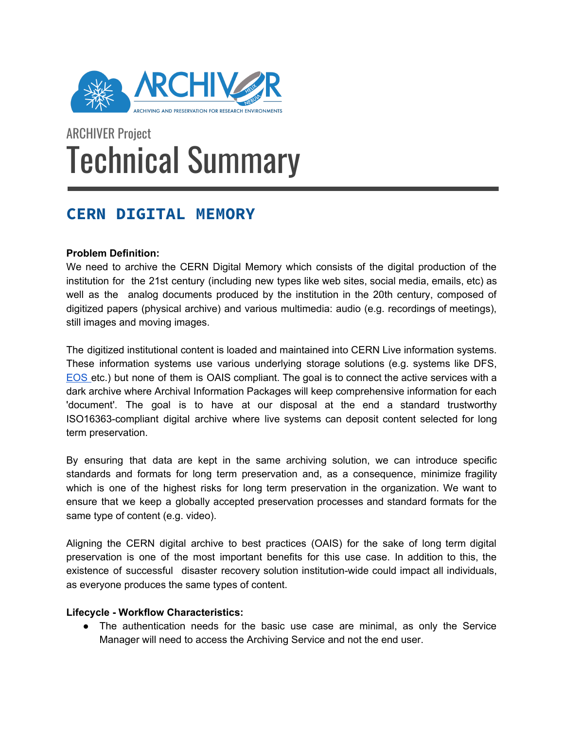ARCHIVER Project

# Technical Summary

## CERN DIGITAL MEMORY

**Problem Definition:**

We need to archive the CERN Digital Memory which consists of the digital production of the institution for the 21st century (including new types like web sites, social media, emails, etc) as well as the analog documents produced by the institution in the 20th century, composed of digitized papers (physical archive) and various multimedia: audio (e.g. recordings of meetings), still images and moving images.

The digitized institutional content is loaded and maintained into CERN Live information systems. These information systems use various underlying storage solutions (e.g. systems like DFS, EOS etc.) but none of them is OAIS compliant. The goal is to connect the active services with a dark archive where Archival Information Packages will keep comprehensive information for each 'document'. The goal is to have at our disposal at the end a standard trustworthy ISO16363-compliant digital archive where live systems can deposit content selected for long term preservation.

By ensuring that data are kept in the same archiving solution, we can introduce specific standards and formats for long term preservation and, as a consequence, minimize fragility which is one of the highest risks for long term preservation in the organization. We want to ensure that we keep a globally accepted preservation processes and standard formats for the same type of content (e.g. video).

Aligning the CERN digital archive to best practices (OAIS) for the sake of long term digital preservation is one of the most important benefits for this use case. In addition to this, the existence of successful disaster recovery solution institution-wide could impact all individuals, as everyone produces the same types of content.

**Lifecycle - Workflow Characteristics:**

- The authentication needs for the basic use case are minimal, as only the Service Manager will need to access the Archiving Service and not the end user.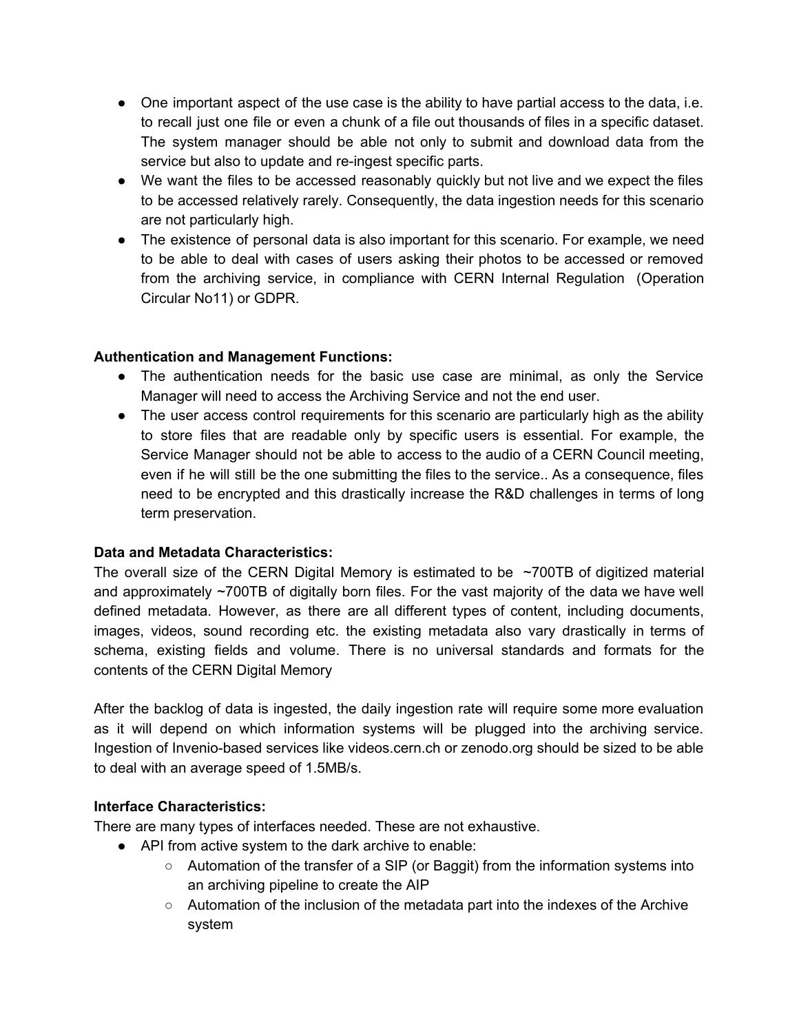- One important aspect of the use case is the ability to have partial access to the data, i.e. to recall just one file or even a chunk of a file out thousands of files in a specific dataset. The system manager should be able not only to submit and download data from the service but also to update and re-ingest specific parts.
- We want the files to be accessed reasonably quickly but not live and we expect the files to be accessed relatively rarely. Consequently, the data ingestion needs for this scenario are not particularly high.
- The existence of personal data is also important for this scenario. For example, we need to be able to deal with cases of users asking their photos to be accessed or removed from the archiving service, in compliance with CERN Internal Regulation (Operation Circular No11) or GDPR.

**Authentication and Management Functions:**

- The authentication needs for the basic use case are minimal, as only the Service Manager will need to access the Archiving Service and not the end user.
- The user access control requirements for this scenario are particularly high as the ability to store files that are readable only by specific users is essential. For example, the Service Manager should not be able to access to the audio of a CERN Council meeting, even if he will still be the one submitting the files to the service.. As a consequence, files need to be encrypted and this drastically increase the R&D challenges in terms of long term preservation.

**Data and Metadata Characteristics:**

The overall size of the CERN Digital Memory is estimated to be ~700TB of digitized material and approximately ~700TB of digitally born files. For the vast majority of the data we have well defined metadata. However, as there are all different types of content, including documents, images, videos, sound recording etc. the existing metadata also vary drastically in terms of schema, existing fields and volume. There is no universal standards and formats for the contents of the CERN Digital Memory

After the backlog of data is ingested, the daily ingestion rate will require some more evaluation as it will depend on which information systems will be plugged into the archiving service. Ingestion of Invenio-based services like videos.cern.ch or zenodo.org should be sized to be able to deal with an average speed of 1.5MB/s.

**Interface Characteristics:**

There are many types of interfaces needed. These are not exhaustive.

- API from active system to the dark archive to enable:
  - Automation of the transfer of a SIP (or Baggit) from the information systems into an archiving pipeline to create the AIP
  - Automation of the inclusion of the metadata part into the indexes of the Archive system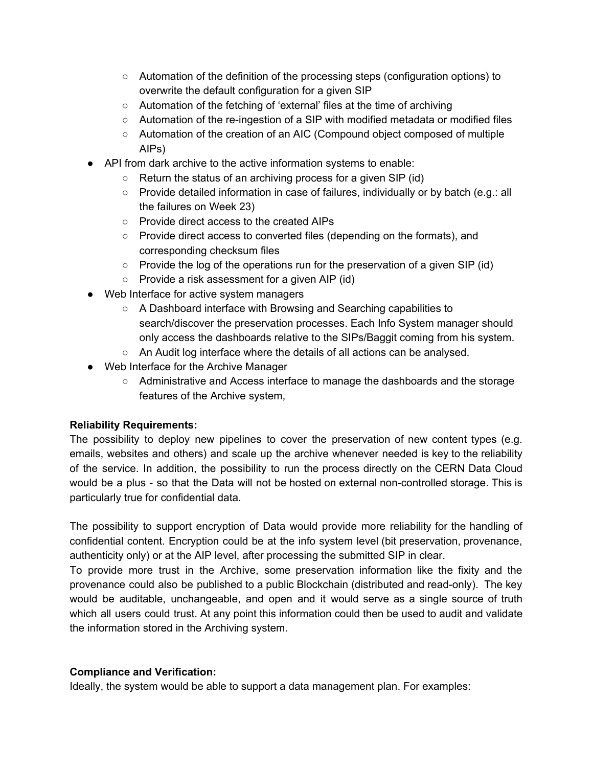- Automation of the definition of the processing steps (configuration options) to overwrite the default configuration for a given SIP
    - Automation of the fetching of 'external' files at the time of archiving
    - Automation of the re-ingestion of a SIP with modified metadata or modified files
    - Automation of the creation of an AIC (Compound object composed of multiple AIPs)
- API from dark archive to the active information systems to enable:
    - Return the status of an archiving process for a given SIP (id)
    - Provide detailed information in case of failures, individually or by batch (e.g.: all the failures on Week 23)
    - Provide direct access to the created AIPs
    - Provide direct access to converted files (depending on the formats), and corresponding checksum files
    - Provide the log of the operations run for the preservation of a given SIP (id)
    - Provide a risk assessment for a given AIP (id)
- Web Interface for active system managers
    - A Dashboard interface with Browsing and Searching capabilities to search/discover the preservation processes. Each Info System manager should only access the dashboards relative to the SIPs/Baggit coming from his system.
    - An Audit log interface where the details of all actions can be analysed.
- Web Interface for the Archive Manager
    - Administrative and Access interface to manage the dashboards and the storage features of the Archive system,

**Reliability Requirements:**
The possibility to deploy new pipelines to cover the preservation of new content types (e.g. emails, websites and others) and scale up the archive whenever needed is key to the reliability of the service. In addition, the possibility to run the process directly on the CERN Data Cloud would be a plus - so that the Data will not be hosted on external non-controlled storage. This is particularly true for confidential data.

The possibility to support encryption of Data would provide more reliability for the handling of confidential content. Encryption could be at the info system level (bit preservation, provenance, authenticity only) or at the AIP level, after processing the submitted SIP in clear.
To provide more trust in the Archive, some preservation information like the fixity and the provenance could also be published to a public Blockchain (distributed and read-only). The key would be auditable, unchangeable, and open and it would serve as a single source of truth which all users could trust. At any point this information could then be used to audit and validate the information stored in the Archiving system.

**Compliance and Verification:**
Ideally, the system would be able to support a data management plan. For examples: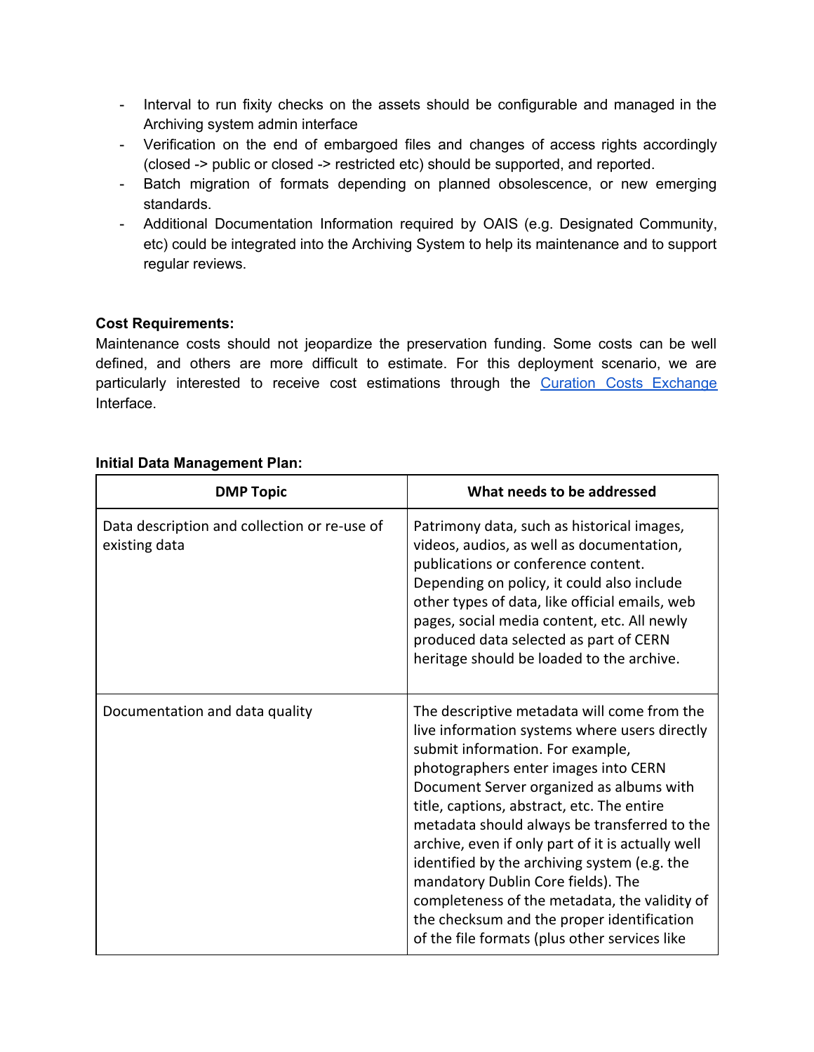- Interval to run fixity checks on the assets should be configurable and managed in the Archiving system admin interface
- Verification on the end of embargoed files and changes of access rights accordingly (closed -> public or closed -> restricted etc) should be supported, and reported.
- Batch migration of formats depending on planned obsolescence, or new emerging standards.
- Additional Documentation Information required by OAIS (e.g. Designated Community, etc) could be integrated into the Archiving System to help its maintenance and to support regular reviews.

**Cost Requirements:**
Maintenance costs should not jeopardize the preservation funding. Some costs can be well defined, and others are more difficult to estimate. For this deployment scenario, we are particularly interested to receive cost estimations through the [Curation Costs Exchange](Curation Costs Exchange) Interface.

**Initial Data Management Plan:**

| DMP Topic | What needs to be addressed |
|---|---|
| Data description and collection or re-use of existing data | Patrimony data, such as historical images, videos, audios, as well as documentation, publications or conference content. Depending on policy, it could also include other types of data, like official emails, web pages, social media content, etc. All newly produced data selected as part of CERN heritage should be loaded to the archive. |
| Documentation and data quality | The descriptive metadata will come from the live information systems where users directly submit information. For example, photographers enter images into CERN Document Server organized as albums with title, captions, abstract, etc. The entire metadata should always be transferred to the archive, even if only part of it is actually well identified by the archiving system (e.g. the mandatory Dublin Core fields). The completeness of the metadata, the validity of the checksum and the proper identification of the file formats (plus other services like |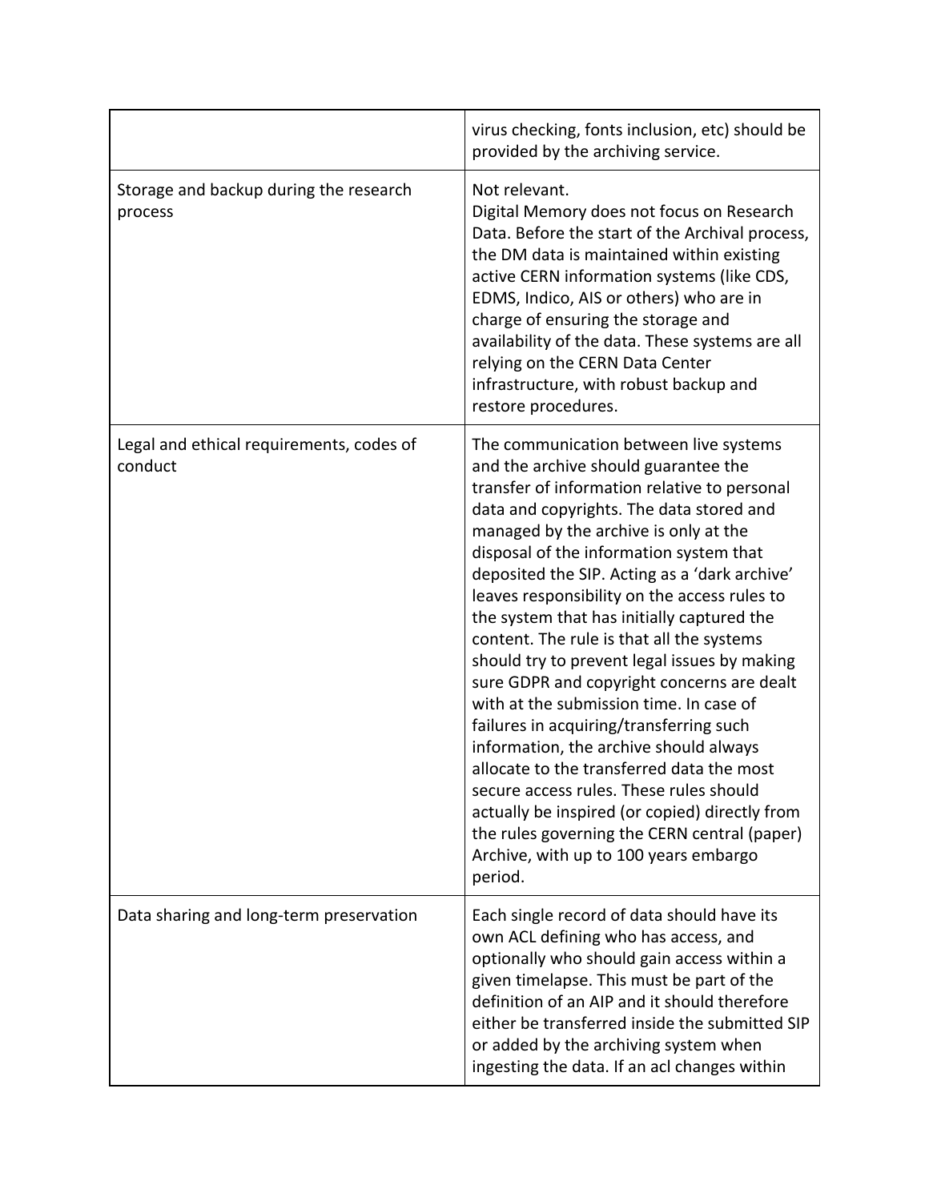| | |
|---|---|
| | virus checking, fonts inclusion, etc) should be provided by the archiving service. |
| Storage and backup during the research process | Not relevant.<br>Digital Memory does not focus on Research Data. Before the start of the Archival process, the DM data is maintained within existing active CERN information systems (like CDS, EDMS, Indico, AIS or others) who are in charge of ensuring the storage and availability of the data. These systems are all relying on the CERN Data Center infrastructure, with robust backup and restore procedures. |
| Legal and ethical requirements, codes of conduct | The communication between live systems and the archive should guarantee the transfer of information relative to personal data and copyrights. The data stored and managed by the archive is only at the disposal of the information system that deposited the SIP. Acting as a 'dark archive' leaves responsibility on the access rules to the system that has initially captured the content. The rule is that all the systems should try to prevent legal issues by making sure GDPR and copyright concerns are dealt with at the submission time. In case of failures in acquiring/transferring such information, the archive should always allocate to the transferred data the most secure access rules. These rules should actually be inspired (or copied) directly from the rules governing the CERN central (paper) Archive, with up to 100 years embargo period. |
| Data sharing and long-term preservation | Each single record of data should have its own ACL defining who has access, and optionally who should gain access within a given timelapse. This must be part of the definition of an AIP and it should therefore either be transferred inside the submitted SIP or added by the archiving system when ingesting the data. If an acl changes within |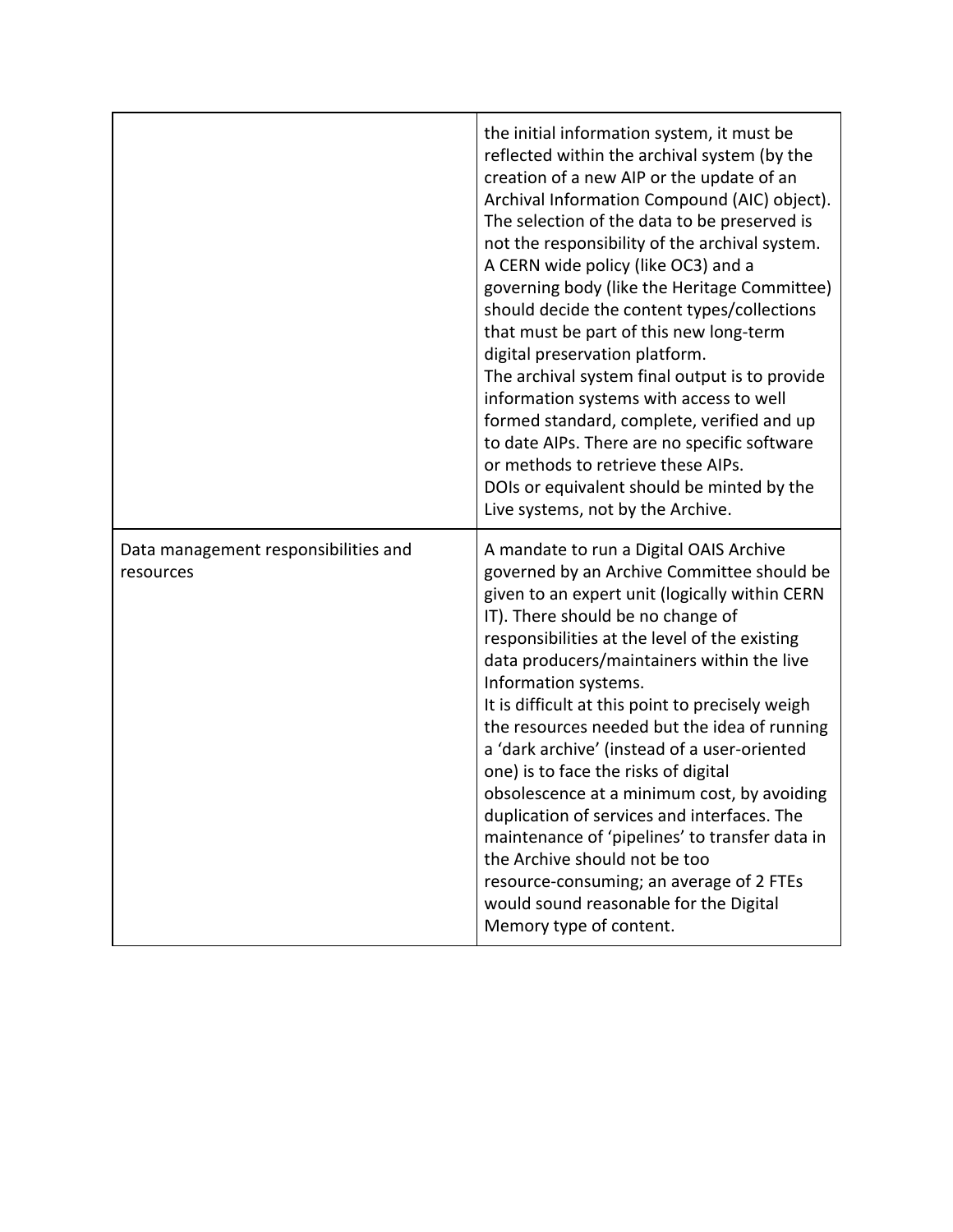| | |
|---|---|
| | the initial information system, it must be reflected within the archival system (by the creation of a new AIP or the update of an Archival Information Compound (AIC) object). The selection of the data to be preserved is not the responsibility of the archival system. A CERN wide policy (like OC3) and a governing body (like the Heritage Committee) should decide the content types/collections that must be part of this new long-term digital preservation platform.<br>The archival system final output is to provide information systems with access to well formed standard, complete, verified and up to date AIPs. There are no specific software or methods to retrieve these AIPs.<br>DOIs or equivalent should be minted by the Live systems, not by the Archive. |
| Data management responsibilities and resources | A mandate to run a Digital OAIS Archive governed by an Archive Committee should be given to an expert unit (logically within CERN IT). There should be no change of responsibilities at the level of the existing data producers/maintainers within the live Information systems.<br>It is difficult at this point to precisely weigh the resources needed but the idea of running a 'dark archive' (instead of a user-oriented one) is to face the risks of digital obsolescence at a minimum cost, by avoiding duplication of services and interfaces. The maintenance of 'pipelines' to transfer data in the Archive should not be too resource-consuming; an average of 2 FTEs would sound reasonable for the Digital Memory type of content. |